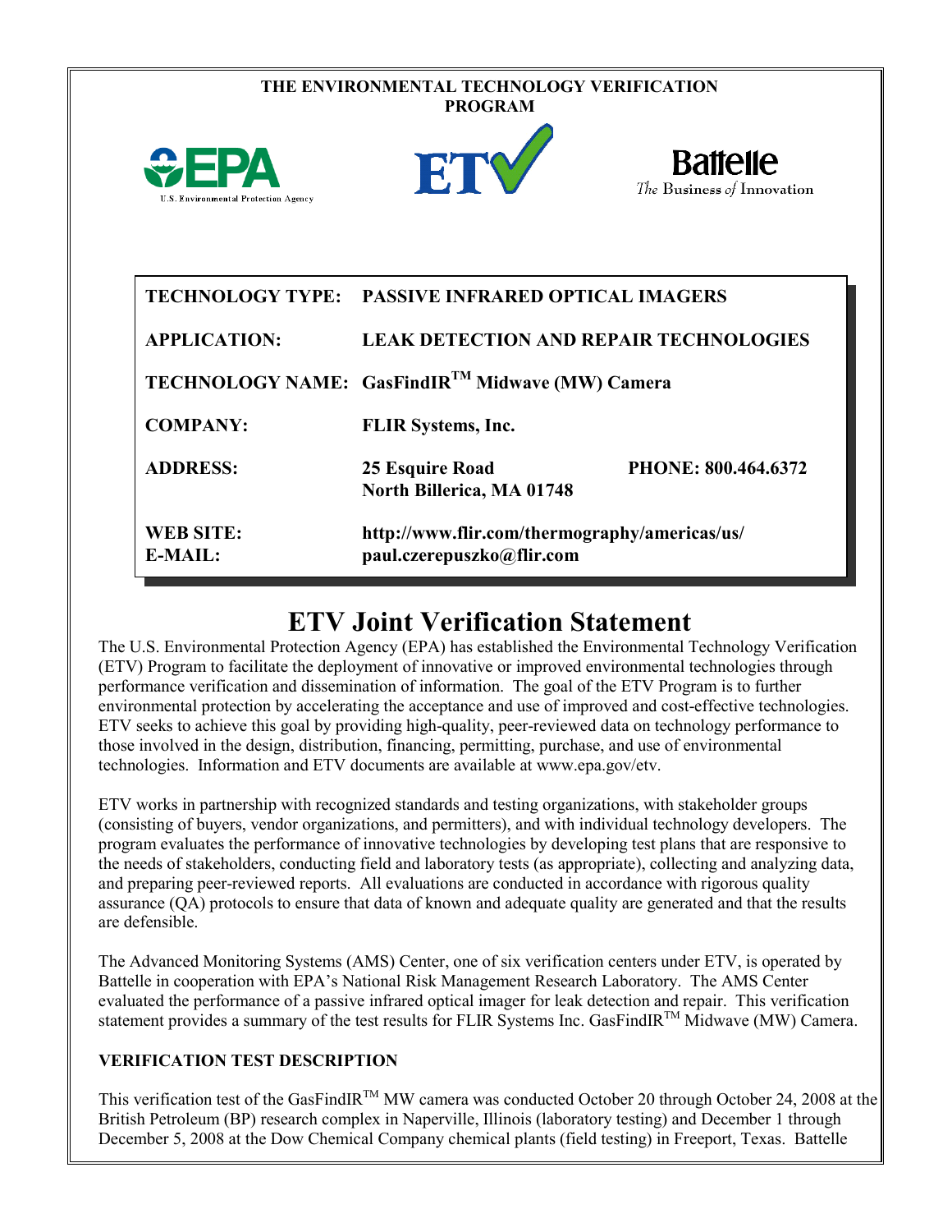**THE ENVIRONMENTAL TECHNOLOGY VERIFICATION PROGRAM**

| | |
|---|---|
| **TECHNOLOGY TYPE:** | **PASSIVE INFRARED OPTICAL IMAGERS** |
| **APPLICATION:** | **LEAK DETECTION AND REPAIR TECHNOLOGIES** |
| **TECHNOLOGY NAME:** | **GasFindIR™ Midwave (MW) Camera** |
| **COMPANY:** | **FLIR Systems, Inc.** |
| **ADDRESS:** | **25 Esquire Road North Billerica, MA 01748** — **PHONE: 800.464.6372** |
| **WEB SITE:** | **http://www.flir.com/thermography/americas/us/** |
| **E-MAIL:** | **paul.czerepuszko@flir.com** |

# ETV Joint Verification Statement

The U.S. Environmental Protection Agency (EPA) has established the Environmental Technology Verification (ETV) Program to facilitate the deployment of innovative or improved environmental technologies through performance verification and dissemination of information. The goal of the ETV Program is to further environmental protection by accelerating the acceptance and use of improved and cost-effective technologies. ETV seeks to achieve this goal by providing high-quality, peer-reviewed data on technology performance to those involved in the design, distribution, financing, permitting, purchase, and use of environmental technologies. Information and ETV documents are available at www.epa.gov/etv.

ETV works in partnership with recognized standards and testing organizations, with stakeholder groups (consisting of buyers, vendor organizations, and permitters), and with individual technology developers. The program evaluates the performance of innovative technologies by developing test plans that are responsive to the needs of stakeholders, conducting field and laboratory tests (as appropriate), collecting and analyzing data, and preparing peer-reviewed reports. All evaluations are conducted in accordance with rigorous quality assurance (QA) protocols to ensure that data of known and adequate quality are generated and that the results are defensible.

The Advanced Monitoring Systems (AMS) Center, one of six verification centers under ETV, is operated by Battelle in cooperation with EPA's National Risk Management Research Laboratory. The AMS Center evaluated the performance of a passive infrared optical imager for leak detection and repair. This verification statement provides a summary of the test results for FLIR Systems Inc. GasFindIR™ Midwave (MW) Camera.

## VERIFICATION TEST DESCRIPTION

This verification test of the GasFindIR™ MW camera was conducted October 20 through October 24, 2008 at the British Petroleum (BP) research complex in Naperville, Illinois (laboratory testing) and December 1 through December 5, 2008 at the Dow Chemical Company chemical plants (field testing) in Freeport, Texas. Battelle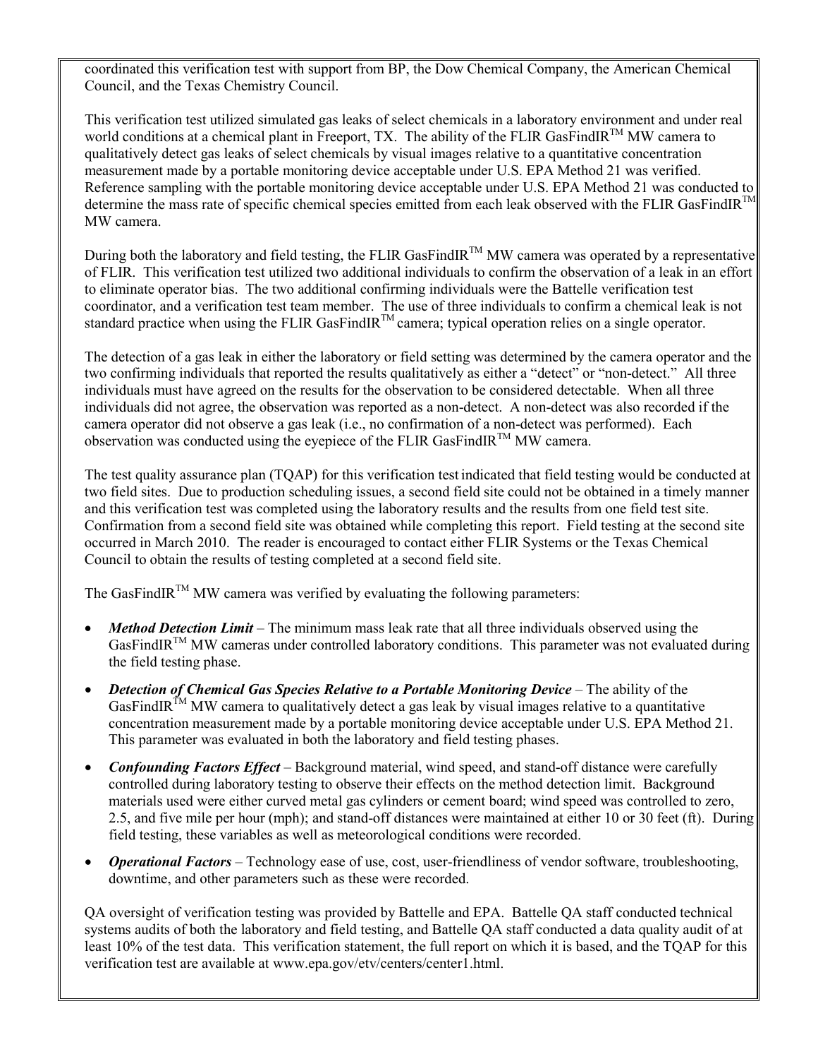coordinated this verification test with support from BP, the Dow Chemical Company, the American Chemical Council, and the Texas Chemistry Council.

This verification test utilized simulated gas leaks of select chemicals in a laboratory environment and under real world conditions at a chemical plant in Freeport, TX. The ability of the FLIR GasFindIR™ MW camera to qualitatively detect gas leaks of select chemicals by visual images relative to a quantitative concentration measurement made by a portable monitoring device acceptable under U.S. EPA Method 21 was verified. Reference sampling with the portable monitoring device acceptable under U.S. EPA Method 21 was conducted to determine the mass rate of specific chemical species emitted from each leak observed with the FLIR GasFindIR™ MW camera.

During both the laboratory and field testing, the FLIR GasFindIR™ MW camera was operated by a representative of FLIR. This verification test utilized two additional individuals to confirm the observation of a leak in an effort to eliminate operator bias. The two additional confirming individuals were the Battelle verification test coordinator, and a verification test team member. The use of three individuals to confirm a chemical leak is not standard practice when using the FLIR GasFindIR™ camera; typical operation relies on a single operator.

The detection of a gas leak in either the laboratory or field setting was determined by the camera operator and the two confirming individuals that reported the results qualitatively as either a "detect" or "non-detect." All three individuals must have agreed on the results for the observation to be considered detectable. When all three individuals did not agree, the observation was reported as a non-detect. A non-detect was also recorded if the camera operator did not observe a gas leak (i.e., no confirmation of a non-detect was performed). Each observation was conducted using the eyepiece of the FLIR GasFindIR™ MW camera.

The test quality assurance plan (TQAP) for this verification test indicated that field testing would be conducted at two field sites. Due to production scheduling issues, a second field site could not be obtained in a timely manner and this verification test was completed using the laboratory results and the results from one field test site. Confirmation from a second field site was obtained while completing this report. Field testing at the second site occurred in March 2010. The reader is encouraged to contact either FLIR Systems or the Texas Chemical Council to obtain the results of testing completed at a second field site.

The GasFindIR™ MW camera was verified by evaluating the following parameters:

- ***Method Detection Limit*** – The minimum mass leak rate that all three individuals observed using the GasFindIR™ MW cameras under controlled laboratory conditions. This parameter was not evaluated during the field testing phase.
- ***Detection of Chemical Gas Species Relative to a Portable Monitoring Device*** – The ability of the GasFindIR™ MW camera to qualitatively detect a gas leak by visual images relative to a quantitative concentration measurement made by a portable monitoring device acceptable under U.S. EPA Method 21. This parameter was evaluated in both the laboratory and field testing phases.
- ***Confounding Factors Effect*** – Background material, wind speed, and stand-off distance were carefully controlled during laboratory testing to observe their effects on the method detection limit. Background materials used were either curved metal gas cylinders or cement board; wind speed was controlled to zero, 2.5, and five mile per hour (mph); and stand-off distances were maintained at either 10 or 30 feet (ft). During field testing, these variables as well as meteorological conditions were recorded.
- ***Operational Factors*** – Technology ease of use, cost, user-friendliness of vendor software, troubleshooting, downtime, and other parameters such as these were recorded.

QA oversight of verification testing was provided by Battelle and EPA. Battelle QA staff conducted technical systems audits of both the laboratory and field testing, and Battelle QA staff conducted a data quality audit of at least 10% of the test data. This verification statement, the full report on which it is based, and the TQAP for this verification test are available at www.epa.gov/etv/centers/center1.html.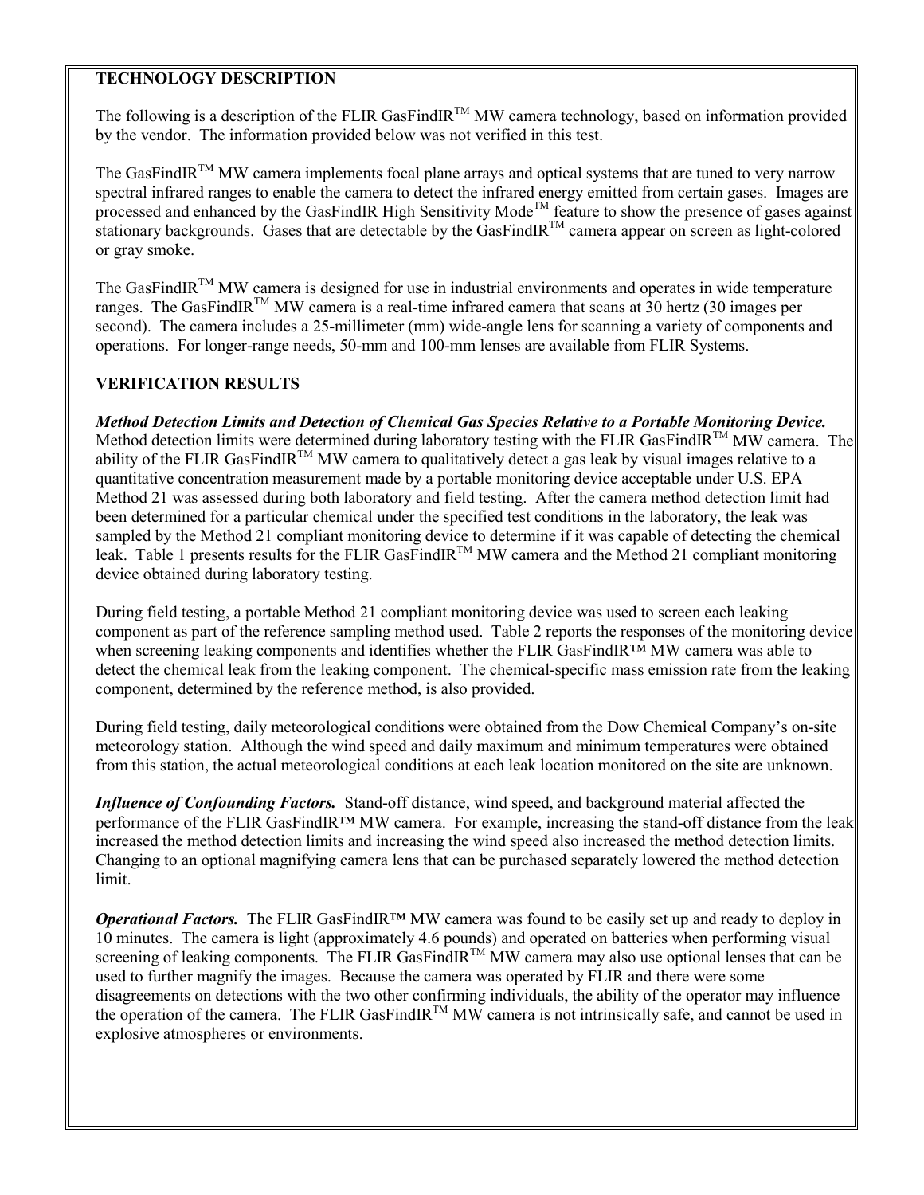## TECHNOLOGY DESCRIPTION

The following is a description of the FLIR GasFindIR$^{TM}$ MW camera technology, based on information provided by the vendor. The information provided below was not verified in this test.

The GasFindIR$^{TM}$ MW camera implements focal plane arrays and optical systems that are tuned to very narrow spectral infrared ranges to enable the camera to detect the infrared energy emitted from certain gases. Images are processed and enhanced by the GasFindIR High Sensitivity Mode$^{TM}$ feature to show the presence of gases against stationary backgrounds. Gases that are detectable by the GasFindIR$^{TM}$ camera appear on screen as light-colored or gray smoke.

The GasFindIR$^{TM}$ MW camera is designed for use in industrial environments and operates in wide temperature ranges. The GasFindIR$^{TM}$ MW camera is a real-time infrared camera that scans at 30 hertz (30 images per second). The camera includes a 25-millimeter (mm) wide-angle lens for scanning a variety of components and operations. For longer-range needs, 50-mm and 100-mm lenses are available from FLIR Systems.

## VERIFICATION RESULTS

***Method Detection Limits and Detection of Chemical Gas Species Relative to a Portable Monitoring Device.*** Method detection limits were determined during laboratory testing with the FLIR GasFindIR$^{TM}$ MW camera. The ability of the FLIR GasFindIR$^{TM}$ MW camera to qualitatively detect a gas leak by visual images relative to a quantitative concentration measurement made by a portable monitoring device acceptable under U.S. EPA Method 21 was assessed during both laboratory and field testing. After the camera method detection limit had been determined for a particular chemical under the specified test conditions in the laboratory, the leak was sampled by the Method 21 compliant monitoring device to determine if it was capable of detecting the chemical leak. Table 1 presents results for the FLIR GasFindIR$^{TM}$ MW camera and the Method 21 compliant monitoring device obtained during laboratory testing.

During field testing, a portable Method 21 compliant monitoring device was used to screen each leaking component as part of the reference sampling method used. Table 2 reports the responses of the monitoring device when screening leaking components and identifies whether the FLIR GasFindIR™ MW camera was able to detect the chemical leak from the leaking component. The chemical-specific mass emission rate from the leaking component, determined by the reference method, is also provided.

During field testing, daily meteorological conditions were obtained from the Dow Chemical Company's on-site meteorology station. Although the wind speed and daily maximum and minimum temperatures were obtained from this station, the actual meteorological conditions at each leak location monitored on the site are unknown.

***Influence of Confounding Factors.*** Stand-off distance, wind speed, and background material affected the performance of the FLIR GasFindIR™ MW camera. For example, increasing the stand-off distance from the leak increased the method detection limits and increasing the wind speed also increased the method detection limits. Changing to an optional magnifying camera lens that can be purchased separately lowered the method detection limit.

***Operational Factors.*** The FLIR GasFindIR™ MW camera was found to be easily set up and ready to deploy in 10 minutes. The camera is light (approximately 4.6 pounds) and operated on batteries when performing visual screening of leaking components. The FLIR GasFindIR$^{TM}$ MW camera may also use optional lenses that can be used to further magnify the images. Because the camera was operated by FLIR and there were some disagreements on detections with the two other confirming individuals, the ability of the operator may influence the operation of the camera. The FLIR GasFindIR$^{TM}$ MW camera is not intrinsically safe, and cannot be used in explosive atmospheres or environments.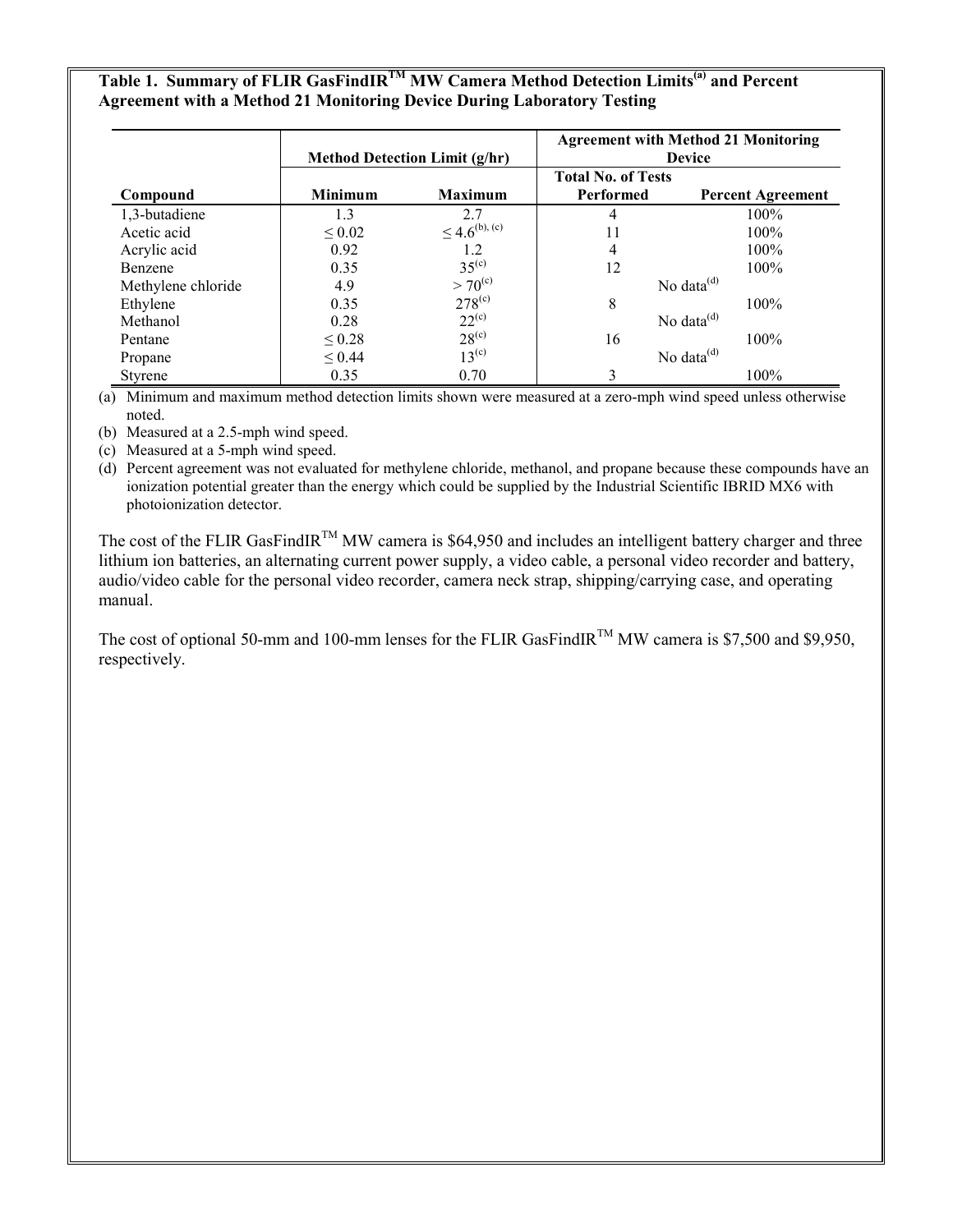**Table 1. Summary of FLIR GasFindIR™ MW Camera Method Detection Limits[(a)] and Percent Agreement with a Method 21 Monitoring Device During Laboratory Testing**

| Compound | Method Detection Limit (g/hr) | | Agreement with Method 21 Monitoring Device | |
|---|---|---|---|---|
| | Minimum | Maximum | Total No. of Tests Performed | Percent Agreement |
| 1,3-butadiene | 1.3 | 2.7 | 4 | 100% |
| Acetic acid | ≤ 0.02 | ≤ 4.6[(b), (c)] | 11 | 100% |
| Acrylic acid | 0.92 | 1.2 | 4 | 100% |
| Benzene | 0.35 | 35[(c)] | 12 | 100% |
| Methylene chloride | 4.9 | > 70[(c)] | No data[(d)] | |
| Ethylene | 0.35 | 278[(c)] | 8 | 100% |
| Methanol | 0.28 | 22[(c)] | No data[(d)] | |
| Pentane | ≤ 0.28 | 28[(c)] | 16 | 100% |
| Propane | ≤ 0.44 | 13[(c)] | No data[(d)] | |
| Styrene | 0.35 | 0.70 | 3 | 100% |

(a) Minimum and maximum method detection limits shown were measured at a zero-mph wind speed unless otherwise noted.

(b) Measured at a 2.5-mph wind speed.

(c) Measured at a 5-mph wind speed.

(d) Percent agreement was not evaluated for methylene chloride, methanol, and propane because these compounds have an ionization potential greater than the energy which could be supplied by the Industrial Scientific IBRID MX6 with photoionization detector.

The cost of the FLIR GasFindIR™ MW camera is $64,950 and includes an intelligent battery charger and three lithium ion batteries, an alternating current power supply, a video cable, a personal video recorder and battery, audio/video cable for the personal video recorder, camera neck strap, shipping/carrying case, and operating manual.

The cost of optional 50-mm and 100-mm lenses for the FLIR GasFindIR™ MW camera is $7,500 and $9,950, respectively.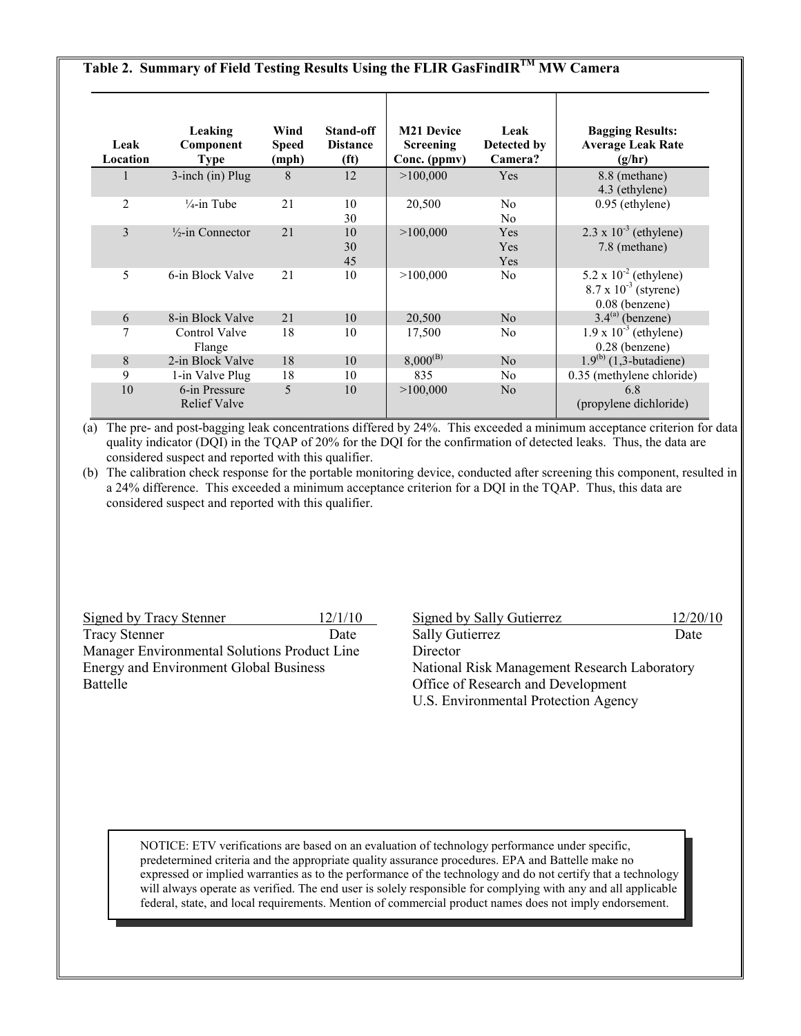## Table 2. Summary of Field Testing Results Using the FLIR GasFindIR™ MW Camera

| Leak Location | Leaking Component Type | Wind Speed (mph) | Stand-off Distance (ft) | M21 Device Screening Conc. (ppmv) | Leak Detected by Camera? | Bagging Results: Average Leak Rate (g/hr) |
|---|---|---|---|---|---|---|
| 1 | 3-inch (in) Plug | 8 | 12 | >100,000 | Yes | 8.8 (methane)<br>4.3 (ethylene) |
| 2 | ¼-in Tube | 21 | 10<br>30 | 20,500 | No<br>No | 0.95 (ethylene) |
| 3 | ½-in Connector | 21 | 10<br>30<br>45 | >100,000 | Yes<br>Yes<br>Yes | $2.3 \times 10^{-3}$ (ethylene)<br>7.8 (methane) |
| 5 | 6-in Block Valve | 21 | 10 | >100,000 | No | $5.2 \times 10^{-2}$ (ethylene)<br>$8.7 \times 10^{-3}$ (styrene)<br>0.08 (benzene) |
| 6 | 8-in Block Valve | 21 | 10 | 20,500 | No | 3.4[(a)] (benzene) |
| 7 | Control Valve Flange | 18 | 10 | 17,500 | No | $1.9 \times 10^{-3}$ (ethylene)<br>0.28 (benzene) |
| 8 | 2-in Block Valve | 18 | 10 | 8,000[(B)] | No | 1.9[(b)] (1,3-butadiene) |
| 9 | 1-in Valve Plug | 18 | 10 | 835 | No | 0.35 (methylene chloride) |
| 10 | 6-in Pressure Relief Valve | 5 | 10 | >100,000 | No | 6.8<br>(propylene dichloride) |

(a) The pre- and post-bagging leak concentrations differed by 24%. This exceeded a minimum acceptance criterion for data quality indicator (DQI) in the TQAP of 20% for the DQI for the confirmation of detected leaks. Thus, the data are considered suspect and reported with this qualifier.

(b) The calibration check response for the portable monitoring device, conducted after screening this component, resulted in a 24% difference. This exceeded a minimum acceptance criterion for a DQI in the TQAP. Thus, this data are considered suspect and reported with this qualifier.

Signed by Tracy Stenner 12/1/10
Tracy Stenner — Date
Manager Environmental Solutions Product Line
Energy and Environment Global Business
Battelle

Signed by Sally Gutierrez 12/20/10
Sally Gutierrez — Date
Director
National Risk Management Research Laboratory
Office of Research and Development
U.S. Environmental Protection Agency

NOTICE: ETV verifications are based on an evaluation of technology performance under specific, predetermined criteria and the appropriate quality assurance procedures. EPA and Battelle make no expressed or implied warranties as to the performance of the technology and do not certify that a technology will always operate as verified. The end user is solely responsible for complying with any and all applicable federal, state, and local requirements. Mention of commercial product names does not imply endorsement.